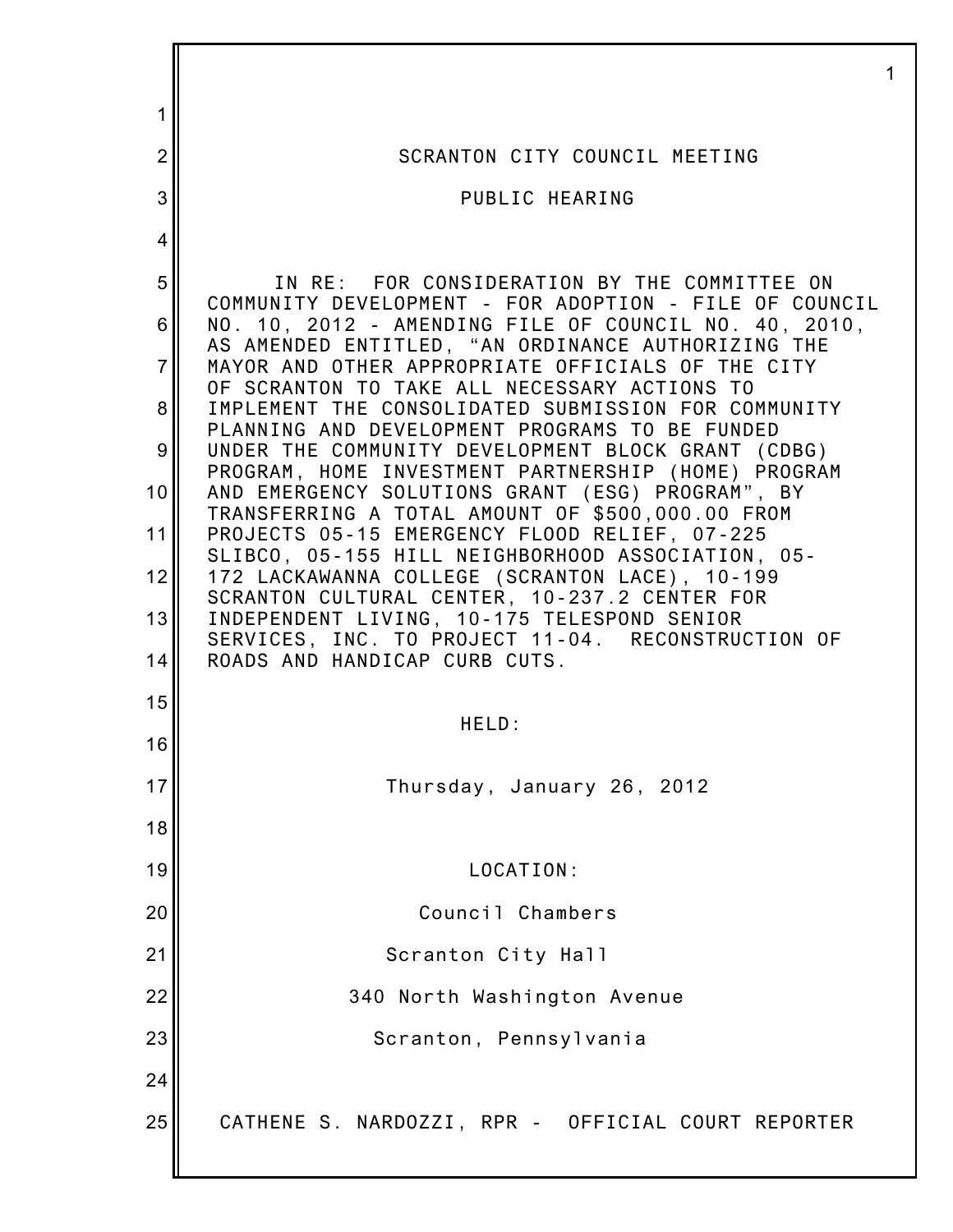SCRANTON CITY COUNCIL MEETING

PUBLIC HEARING

IN RE: FOR CONSIDERATION BY THE COMMITTEE ON COMMUNITY DEVELOPMENT - FOR ADOPTION - FILE OF COUNCIL NO. 10, 2012 - AMENDING FILE OF COUNCIL NO. 40, 2010, AS AMENDED ENTITLED, "AN ORDINANCE AUTHORIZING THE MAYOR AND OTHER APPROPRIATE OFFICIALS OF THE CITY OF SCRANTON TO TAKE ALL NECESSARY ACTIONS TO IMPLEMENT THE CONSOLIDATED SUBMISSION FOR COMMUNITY PLANNING AND DEVELOPMENT PROGRAMS TO BE FUNDED UNDER THE COMMUNITY DEVELOPMENT BLOCK GRANT (CDBG) PROGRAM, HOME INVESTMENT PARTNERSHIP (HOME) PROGRAM AND EMERGENCY SOLUTIONS GRANT (ESG) PROGRAM", BY TRANSFERRING A TOTAL AMOUNT OF $500,000.00 FROM PROJECTS 05-15 EMERGENCY FLOOD RELIEF, 07-225 SLIBCO, 05-155 HILL NEIGHBORHOOD ASSOCIATION, 05-172 LACKAWANNA COLLEGE (SCRANTON LACE), 10-199 SCRANTON CULTURAL CENTER, 10-237.2 CENTER FOR INDEPENDENT LIVING, 10-175 TELESPOND SENIOR SERVICES, INC. TO PROJECT 11-04. RECONSTRUCTION OF ROADS AND HANDICAP CURB CUTS.

HELD:

Thursday, January 26, 2012

LOCATION:

Council Chambers

Scranton City Hall

340 North Washington Avenue

Scranton, Pennsylvania

CATHENE S. NARDOZZI, RPR - OFFICIAL COURT REPORTER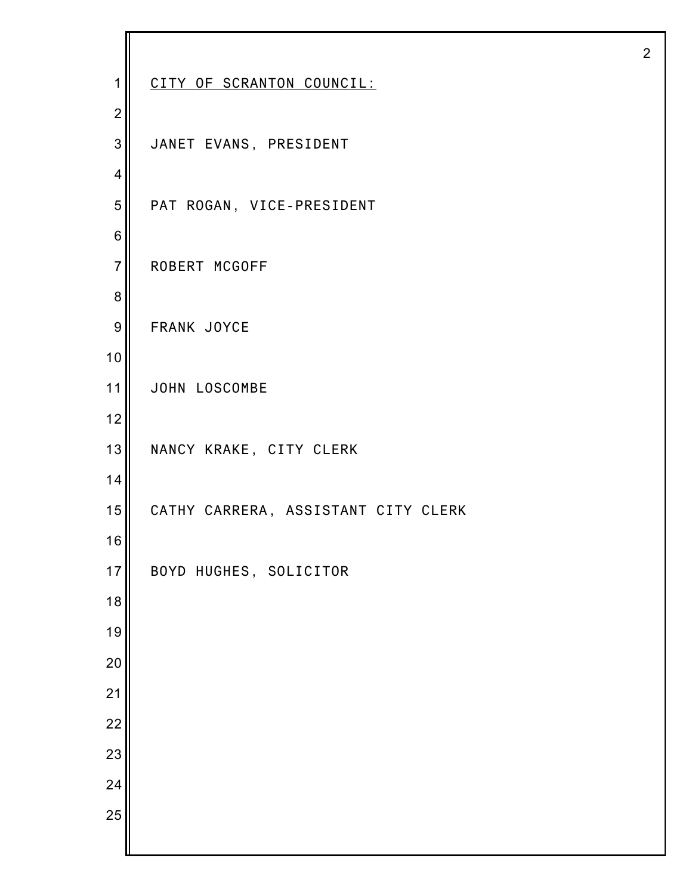CITY OF SCRANTON COUNCIL:

JANET EVANS, PRESIDENT

PAT ROGAN, VICE-PRESIDENT

ROBERT MCGOFF

FRANK JOYCE

JOHN LOSCOMBE

NANCY KRAKE, CITY CLERK

CATHY CARRERA, ASSISTANT CITY CLERK

BOYD HUGHES, SOLICITOR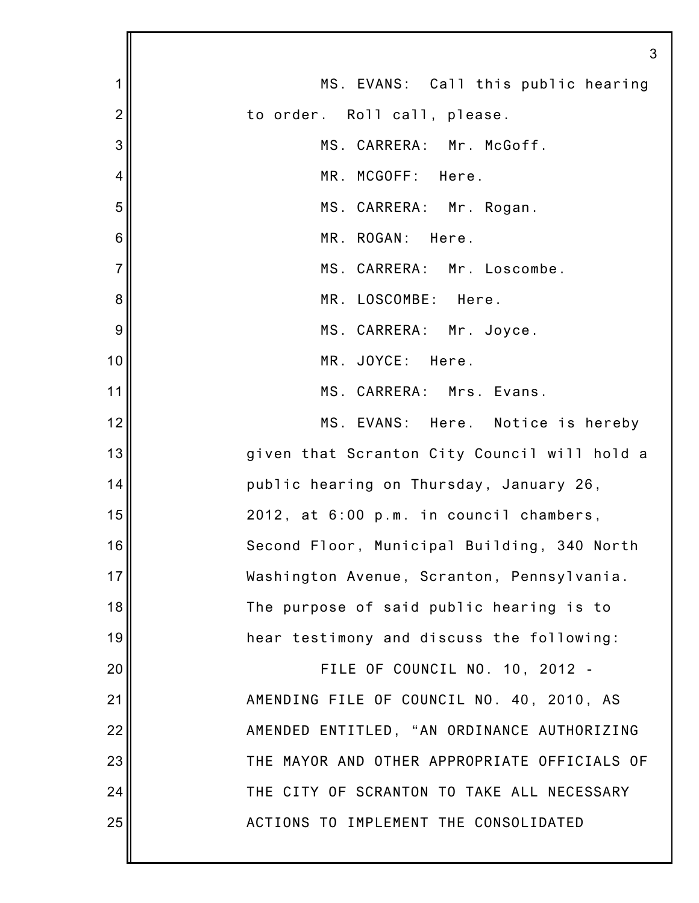MS. EVANS: Call this public hearing to order. Roll call, please.

MS. CARRERA: Mr. McGoff.

MR. MCGOFF: Here.

MS. CARRERA: Mr. Rogan.

MR. ROGAN: Here.

MS. CARRERA: Mr. Loscombe.

MR. LOSCOMBE: Here.

MS. CARRERA: Mr. Joyce.

MR. JOYCE: Here.

MS. CARRERA: Mrs. Evans.

MS. EVANS: Here. Notice is hereby given that Scranton City Council will hold a public hearing on Thursday, January 26, 2012, at 6:00 p.m. in council chambers, Second Floor, Municipal Building, 340 North Washington Avenue, Scranton, Pennsylvania. The purpose of said public hearing is to hear testimony and discuss the following:

FILE OF COUNCIL NO. 10, 2012 - AMENDING FILE OF COUNCIL NO. 40, 2010, AS AMENDED ENTITLED, "AN ORDINANCE AUTHORIZING THE MAYOR AND OTHER APPROPRIATE OFFICIALS OF THE CITY OF SCRANTON TO TAKE ALL NECESSARY ACTIONS TO IMPLEMENT THE CONSOLIDATED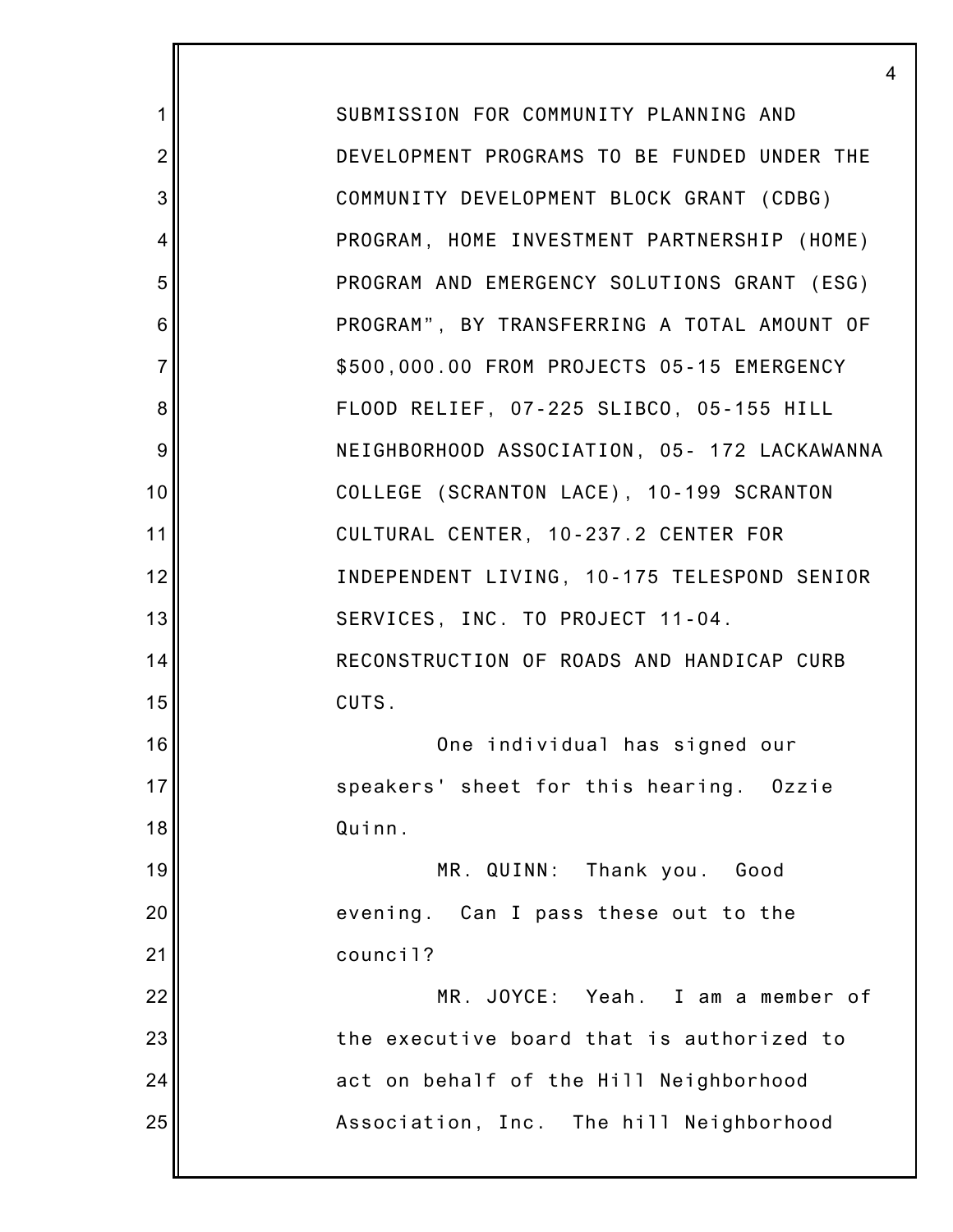SUBMISSION FOR COMMUNITY PLANNING AND DEVELOPMENT PROGRAMS TO BE FUNDED UNDER THE COMMUNITY DEVELOPMENT BLOCK GRANT (CDBG) PROGRAM, HOME INVESTMENT PARTNERSHIP (HOME) PROGRAM AND EMERGENCY SOLUTIONS GRANT (ESG) PROGRAM", BY TRANSFERRING A TOTAL AMOUNT OF $500,000.00 FROM PROJECTS 05-15 EMERGENCY FLOOD RELIEF, 07-225 SLIBCO, 05-155 HILL NEIGHBORHOOD ASSOCIATION, 05- 172 LACKAWANNA COLLEGE (SCRANTON LACE), 10-199 SCRANTON CULTURAL CENTER, 10-237.2 CENTER FOR INDEPENDENT LIVING, 10-175 TELESPOND SENIOR SERVICES, INC. TO PROJECT 11-04. RECONSTRUCTION OF ROADS AND HANDICAP CURB CUTS.

One individual has signed our speakers' sheet for this hearing. Ozzie Quinn.

MR. QUINN: Thank you. Good evening. Can I pass these out to the council?

MR. JOYCE: Yeah. I am a member of the executive board that is authorized to act on behalf of the Hill Neighborhood Association, Inc. The hill Neighborhood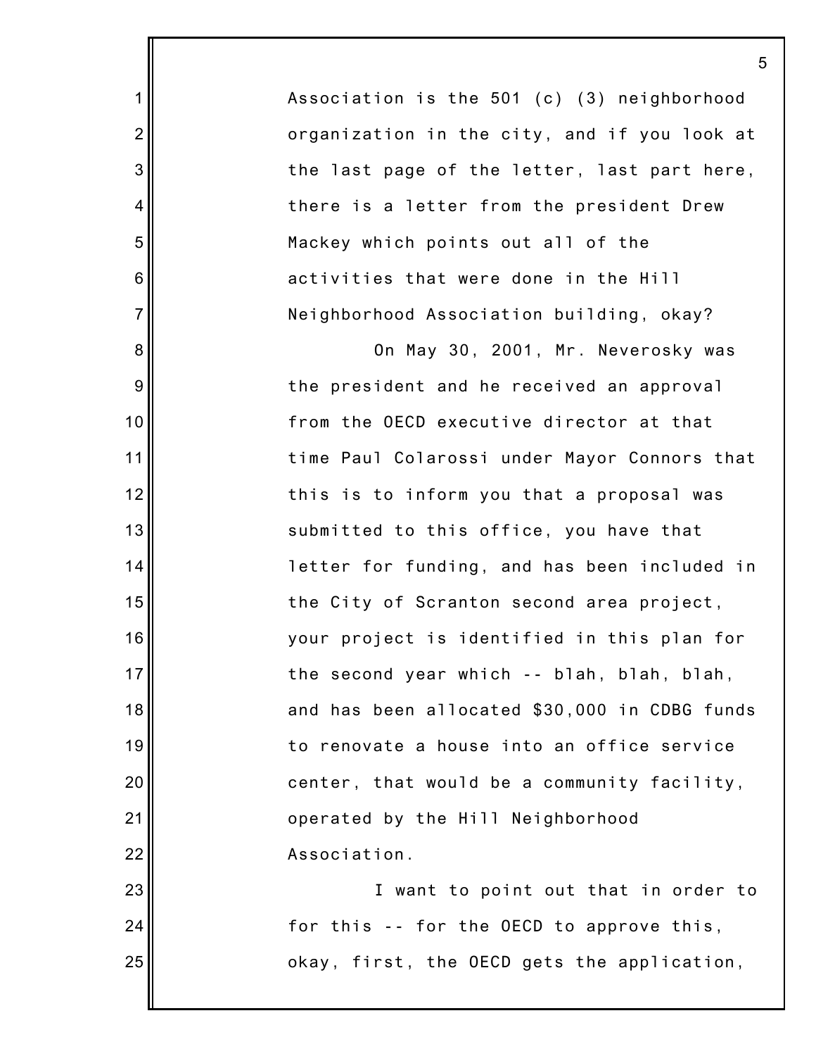Association is the 501 (c) (3) neighborhood organization in the city, and if you look at the last page of the letter, last part here, there is a letter from the president Drew Mackey which points out all of the activities that were done in the Hill Neighborhood Association building, okay?

On May 30, 2001, Mr. Neverosky was the president and he received an approval from the OECD executive director at that time Paul Colarossi under Mayor Connors that this is to inform you that a proposal was submitted to this office, you have that letter for funding, and has been included in the City of Scranton second area project, your project is identified in this plan for the second year which -- blah, blah, blah, and has been allocated $30,000 in CDBG funds to renovate a house into an office service center, that would be a community facility, operated by the Hill Neighborhood Association.

I want to point out that in order to for this -- for the OECD to approve this, okay, first, the OECD gets the application,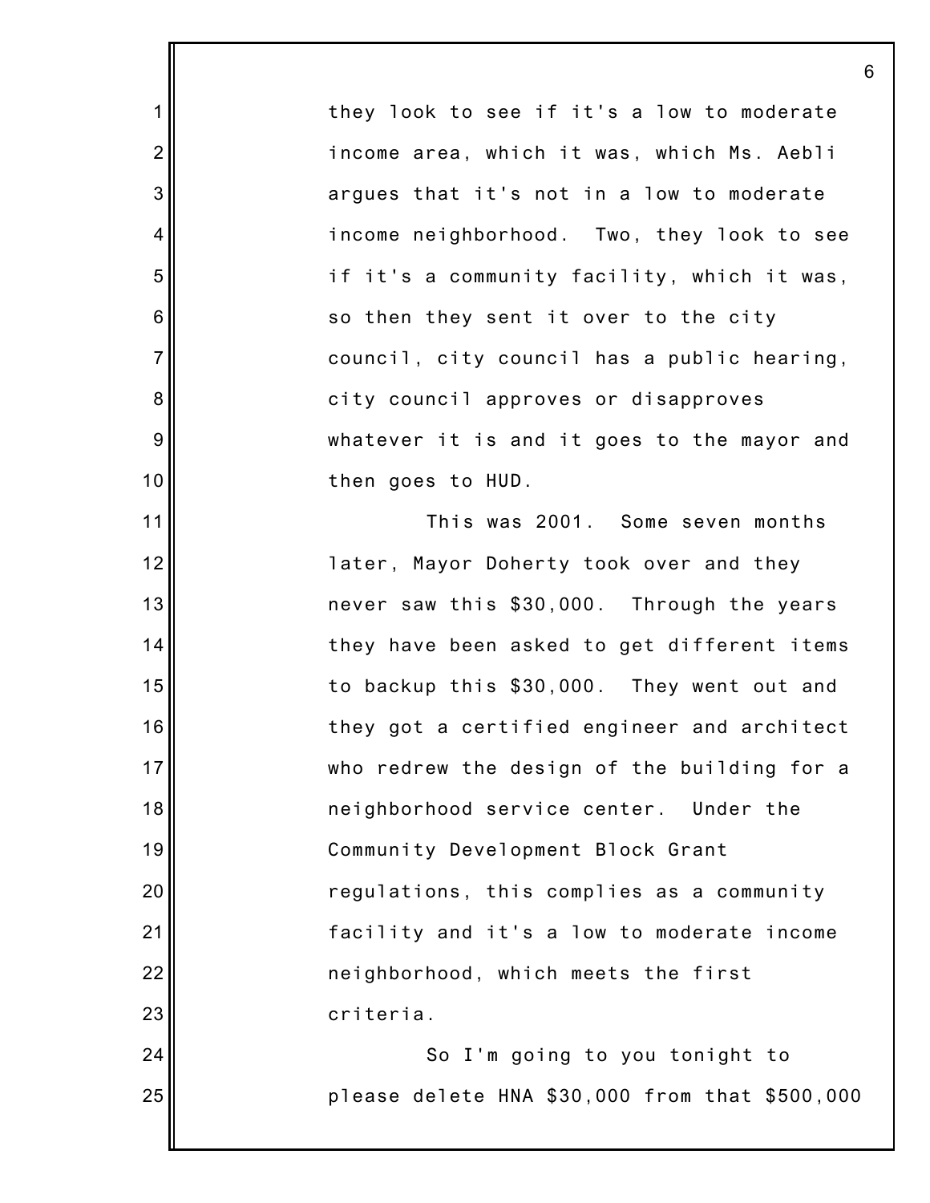they look to see if it's a low to moderate income area, which it was, which Ms. Aebli argues that it's not in a low to moderate income neighborhood. Two, they look to see if it's a community facility, which it was, so then they sent it over to the city council, city council has a public hearing, city council approves or disapproves whatever it is and it goes to the mayor and then goes to HUD.

This was 2001. Some seven months later, Mayor Doherty took over and they never saw this $30,000. Through the years they have been asked to get different items to backup this $30,000. They went out and they got a certified engineer and architect who redrew the design of the building for a neighborhood service center. Under the Community Development Block Grant regulations, this complies as a community facility and it's a low to moderate income neighborhood, which meets the first criteria.

So I'm going to you tonight to please delete HNA $30,000 from that $500,000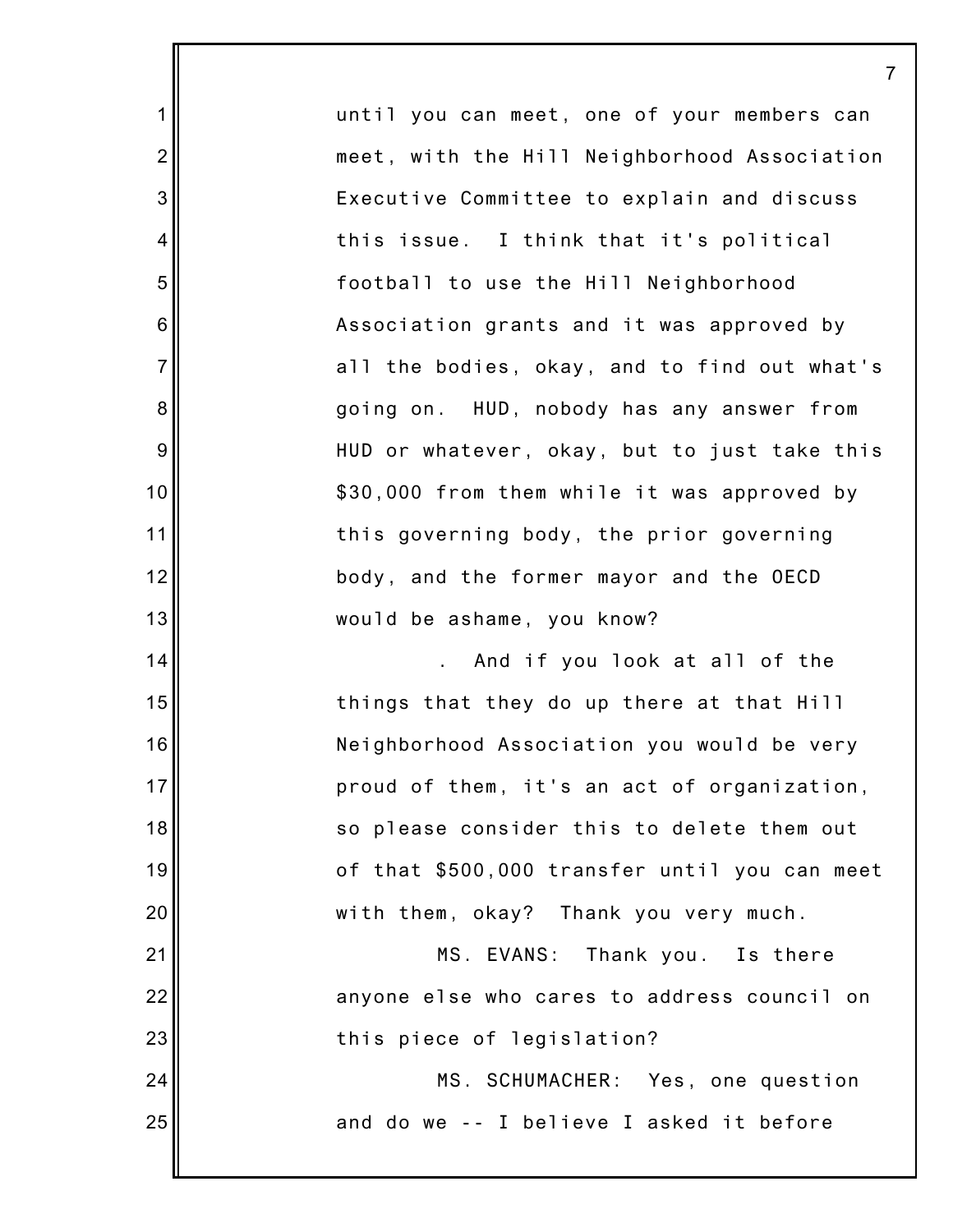until you can meet, one of your members can meet, with the Hill Neighborhood Association Executive Committee to explain and discuss this issue. I think that it's political football to use the Hill Neighborhood Association grants and it was approved by all the bodies, okay, and to find out what's going on. HUD, nobody has any answer from HUD or whatever, okay, but to just take this $30,000 from them while it was approved by this governing body, the prior governing body, and the former mayor and the OECD would be ashame, you know?

. And if you look at all of the things that they do up there at that Hill Neighborhood Association you would be very proud of them, it's an act of organization, so please consider this to delete them out of that $500,000 transfer until you can meet with them, okay? Thank you very much.

MS. EVANS: Thank you. Is there anyone else who cares to address council on this piece of legislation?

MS. SCHUMACHER: Yes, one question and do we -- I believe I asked it before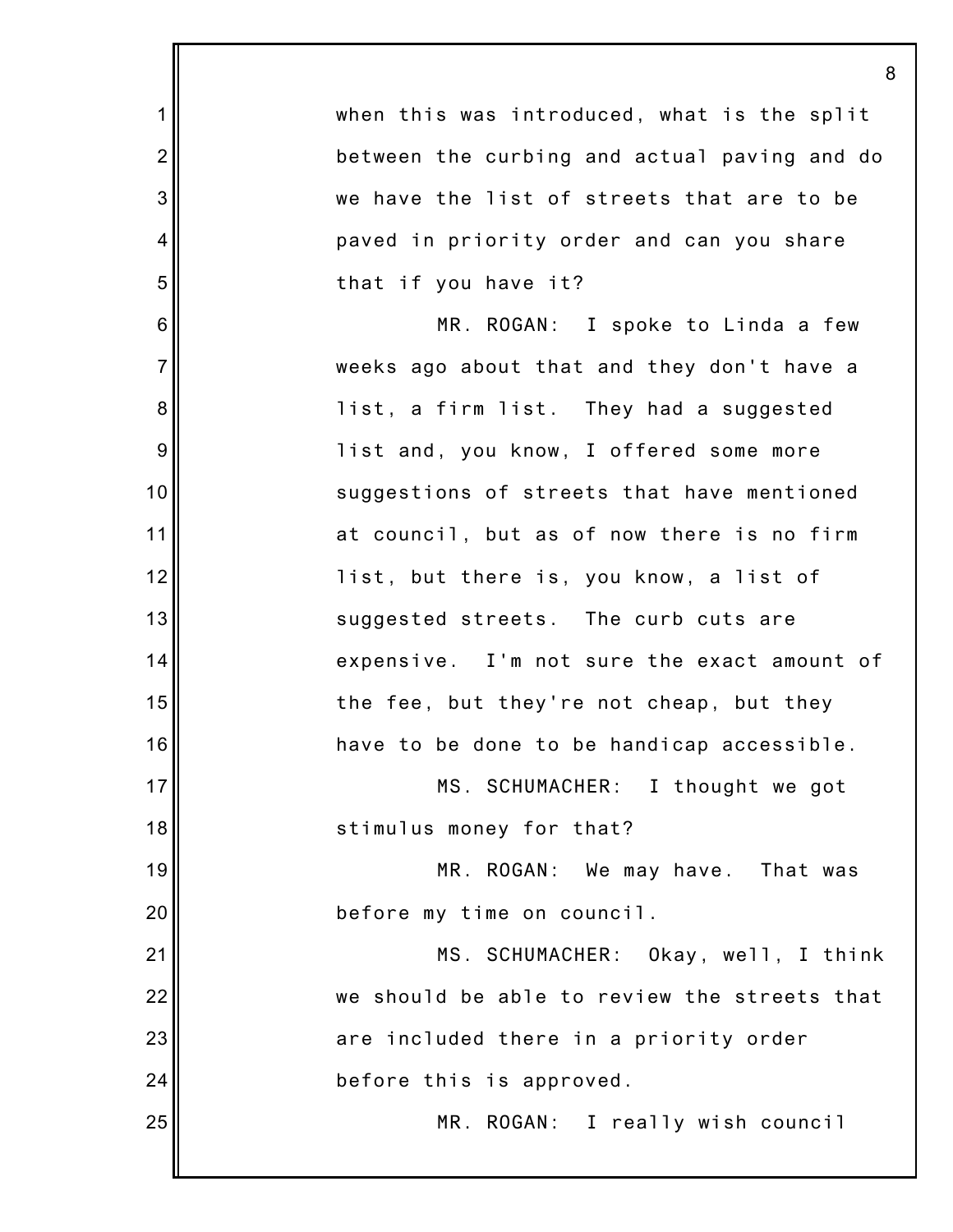when this was introduced, what is the split between the curbing and actual paving and do we have the list of streets that are to be paved in priority order and can you share that if you have it?

MR. ROGAN: I spoke to Linda a few weeks ago about that and they don't have a list, a firm list. They had a suggested list and, you know, I offered some more suggestions of streets that have mentioned at council, but as of now there is no firm list, but there is, you know, a list of suggested streets. The curb cuts are expensive. I'm not sure the exact amount of the fee, but they're not cheap, but they have to be done to be handicap accessible.

MS. SCHUMACHER: I thought we got stimulus money for that?

MR. ROGAN: We may have. That was before my time on council.

MS. SCHUMACHER: Okay, well, I think we should be able to review the streets that are included there in a priority order before this is approved.

MR. ROGAN: I really wish council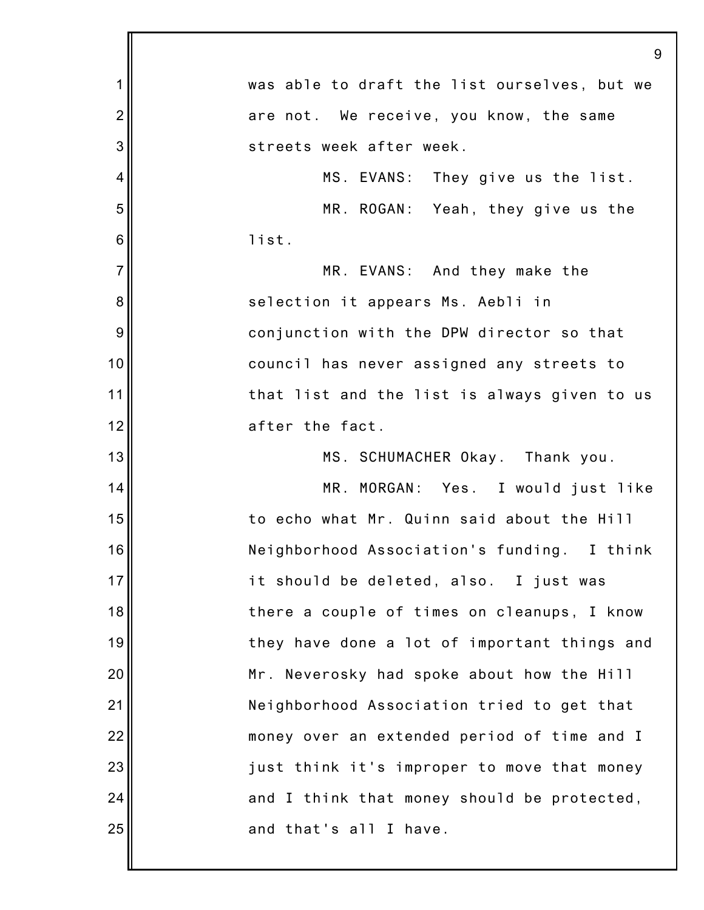was able to draft the list ourselves, but we are not. We receive, you know, the same streets week after week.

MS. EVANS: They give us the list.

MR. ROGAN: Yeah, they give us the list.

MR. EVANS: And they make the selection it appears Ms. Aebli in conjunction with the DPW director so that council has never assigned any streets to that list and the list is always given to us after the fact.

MS. SCHUMACHER Okay. Thank you.

MR. MORGAN: Yes. I would just like to echo what Mr. Quinn said about the Hill Neighborhood Association's funding. I think it should be deleted, also. I just was there a couple of times on cleanups, I know they have done a lot of important things and Mr. Neverosky had spoke about how the Hill Neighborhood Association tried to get that money over an extended period of time and I just think it's improper to move that money and I think that money should be protected, and that's all I have.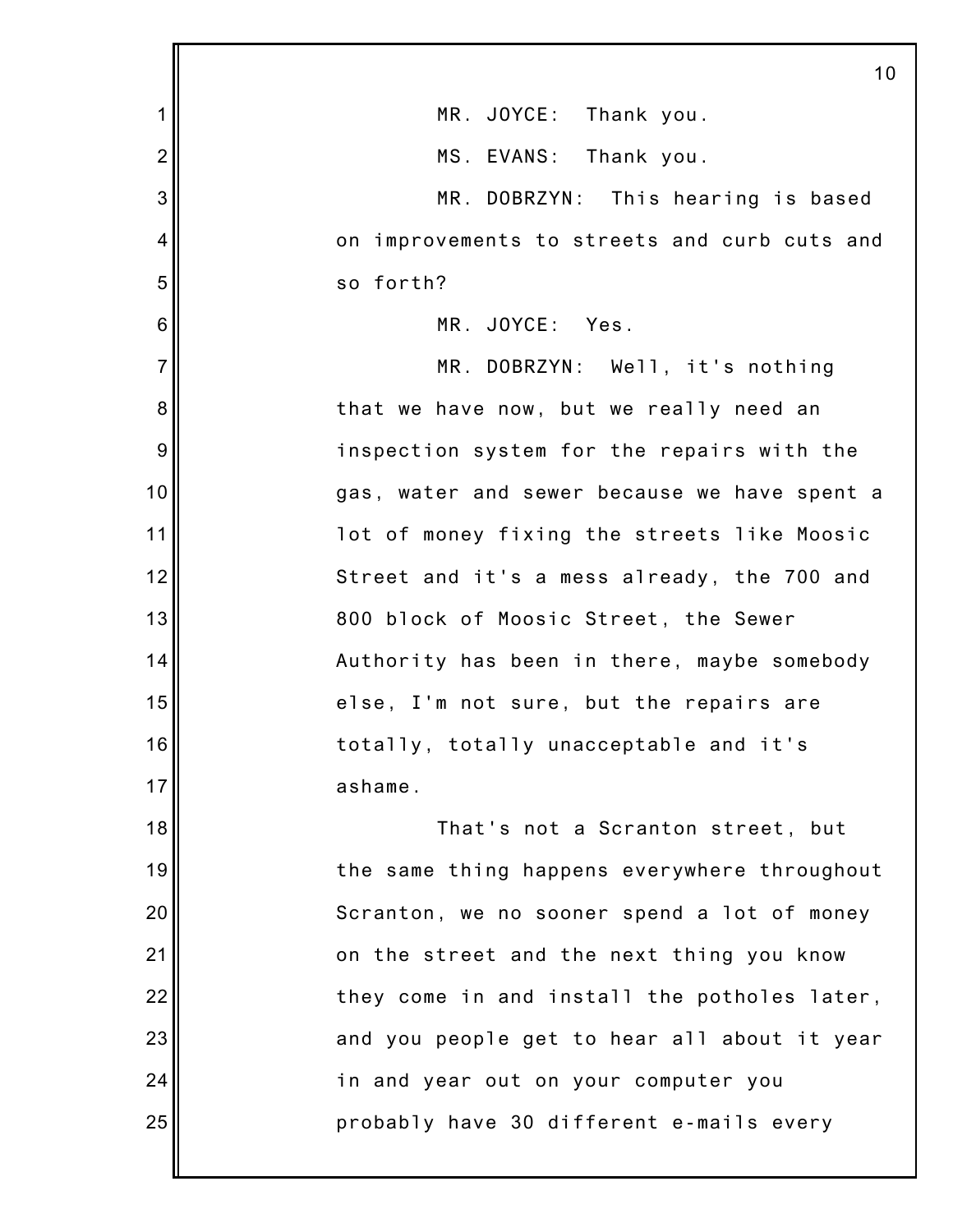MR. JOYCE: Thank you.

MS. EVANS: Thank you.

MR. DOBRZYN: This hearing is based on improvements to streets and curb cuts and so forth?

MR. JOYCE: Yes.

MR. DOBRZYN: Well, it's nothing that we have now, but we really need an inspection system for the repairs with the gas, water and sewer because we have spent a lot of money fixing the streets like Moosic Street and it's a mess already, the 700 and 800 block of Moosic Street, the Sewer Authority has been in there, maybe somebody else, I'm not sure, but the repairs are totally, totally unacceptable and it's ashame.

That's not a Scranton street, but the same thing happens everywhere throughout Scranton, we no sooner spend a lot of money on the street and the next thing you know they come in and install the potholes later, and you people get to hear all about it year in and year out on your computer you probably have 30 different e-mails every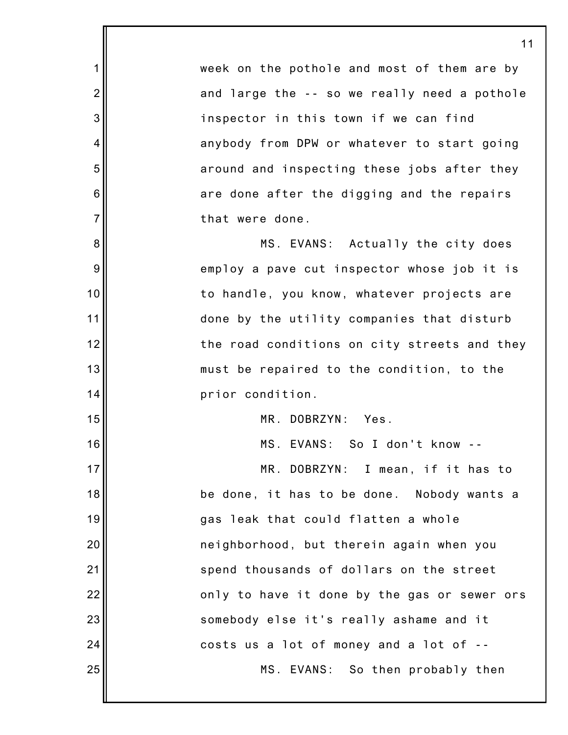week on the pothole and most of them are by and large the -- so we really need a pothole inspector in this town if we can find anybody from DPW or whatever to start going around and inspecting these jobs after they are done after the digging and the repairs that were done.

MS. EVANS: Actually the city does employ a pave cut inspector whose job it is to handle, you know, whatever projects are done by the utility companies that disturb the road conditions on city streets and they must be repaired to the condition, to the prior condition.

MR. DOBRZYN: Yes.

MS. EVANS: So I don't know --

MR. DOBRZYN: I mean, if it has to be done, it has to be done. Nobody wants a gas leak that could flatten a whole neighborhood, but therein again when you spend thousands of dollars on the street only to have it done by the gas or sewer ors somebody else it's really ashame and it costs us a lot of money and a lot of --

MS. EVANS: So then probably then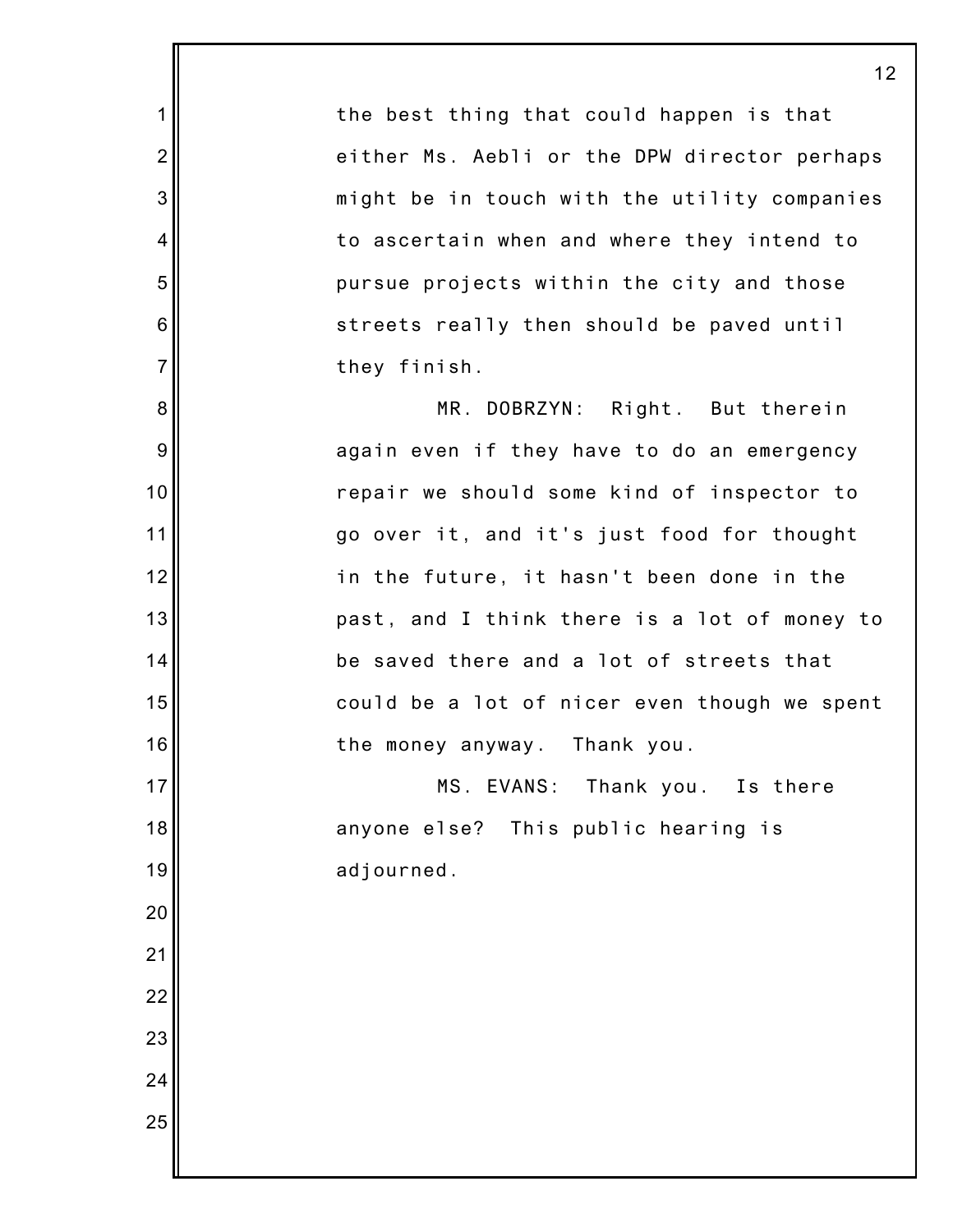the best thing that could happen is that either Ms. Aebli or the DPW director perhaps might be in touch with the utility companies to ascertain when and where they intend to pursue projects within the city and those streets really then should be paved until they finish.

MR. DOBRZYN: Right. But therein again even if they have to do an emergency repair we should some kind of inspector to go over it, and it's just food for thought in the future, it hasn't been done in the past, and I think there is a lot of money to be saved there and a lot of streets that could be a lot of nicer even though we spent the money anyway. Thank you.

MS. EVANS: Thank you. Is there anyone else? This public hearing is adjourned.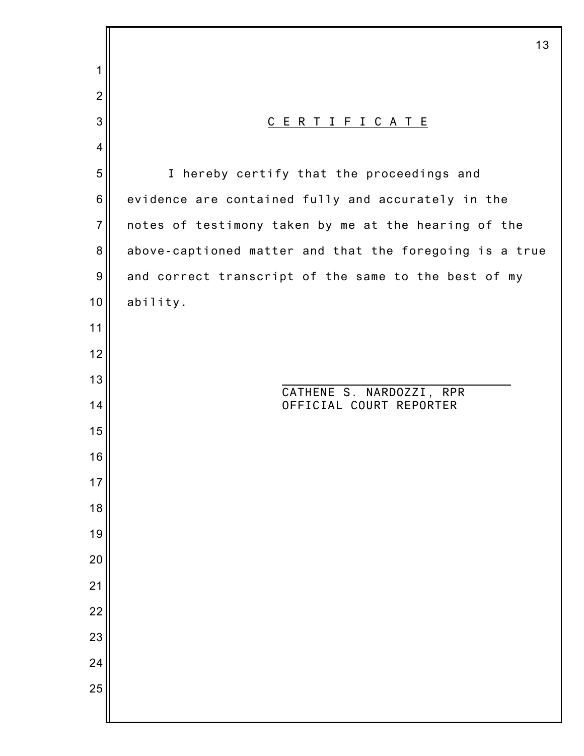# C E R T I F I C A T E

I hereby certify that the proceedings and evidence are contained fully and accurately in the notes of testimony taken by me at the hearing of the above-captioned matter and that the foregoing is a true and correct transcript of the same to the best of my ability.

\_\_\_\_\_\_\_\_\_\_\_\_\_\_\_\_\_\_\_\_\_\_\_\_\_\_\_\_\_\_

CATHENE S. NARDOZZI, RPR
OFFICIAL COURT REPORTER